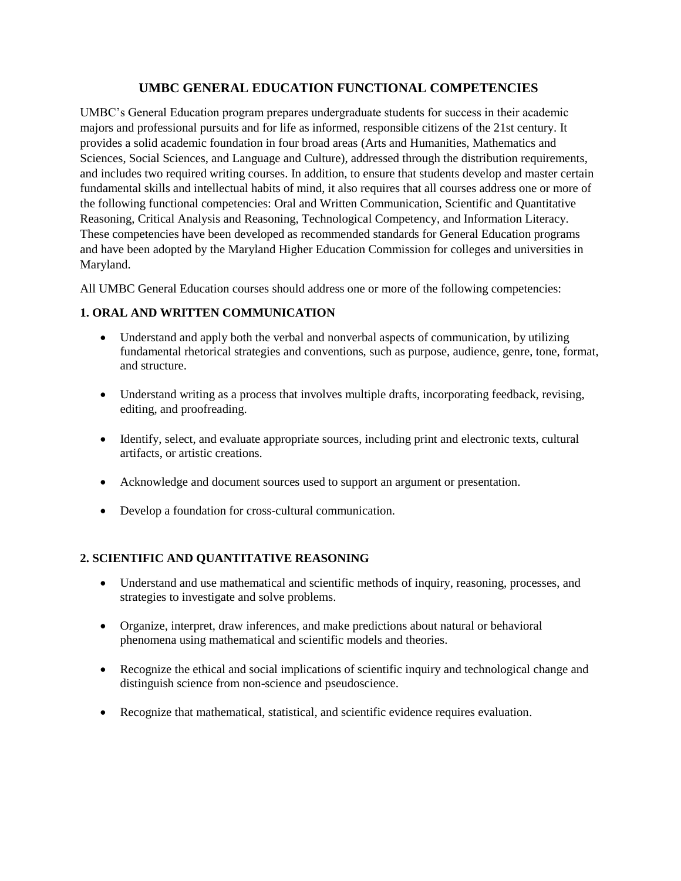# UMBC GENERAL EDUCATION FUNCTIONAL COMPETENCIES

UMBC's General Education program prepares undergraduate students for success in their academic majors and professional pursuits and for life as informed, responsible citizens of the 21st century. It provides a solid academic foundation in four broad areas (Arts and Humanities, Mathematics and Sciences, Social Sciences, and Language and Culture), addressed through the distribution requirements, and includes two required writing courses. In addition, to ensure that students develop and master certain fundamental skills and intellectual habits of mind, it also requires that all courses address one or more of the following functional competencies: Oral and Written Communication, Scientific and Quantitative Reasoning, Critical Analysis and Reasoning, Technological Competency, and Information Literacy. These competencies have been developed as recommended standards for General Education programs and have been adopted by the Maryland Higher Education Commission for colleges and universities in Maryland.

All UMBC General Education courses should address one or more of the following competencies:

## 1. ORAL AND WRITTEN COMMUNICATION

- Understand and apply both the verbal and nonverbal aspects of communication, by utilizing fundamental rhetorical strategies and conventions, such as purpose, audience, genre, tone, format, and structure.
- Understand writing as a process that involves multiple drafts, incorporating feedback, revising, editing, and proofreading.
- Identify, select, and evaluate appropriate sources, including print and electronic texts, cultural artifacts, or artistic creations.
- Acknowledge and document sources used to support an argument or presentation.
- Develop a foundation for cross-cultural communication.

## 2. SCIENTIFIC AND QUANTITATIVE REASONING

- Understand and use mathematical and scientific methods of inquiry, reasoning, processes, and strategies to investigate and solve problems.
- Organize, interpret, draw inferences, and make predictions about natural or behavioral phenomena using mathematical and scientific models and theories.
- Recognize the ethical and social implications of scientific inquiry and technological change and distinguish science from non-science and pseudoscience.
- Recognize that mathematical, statistical, and scientific evidence requires evaluation.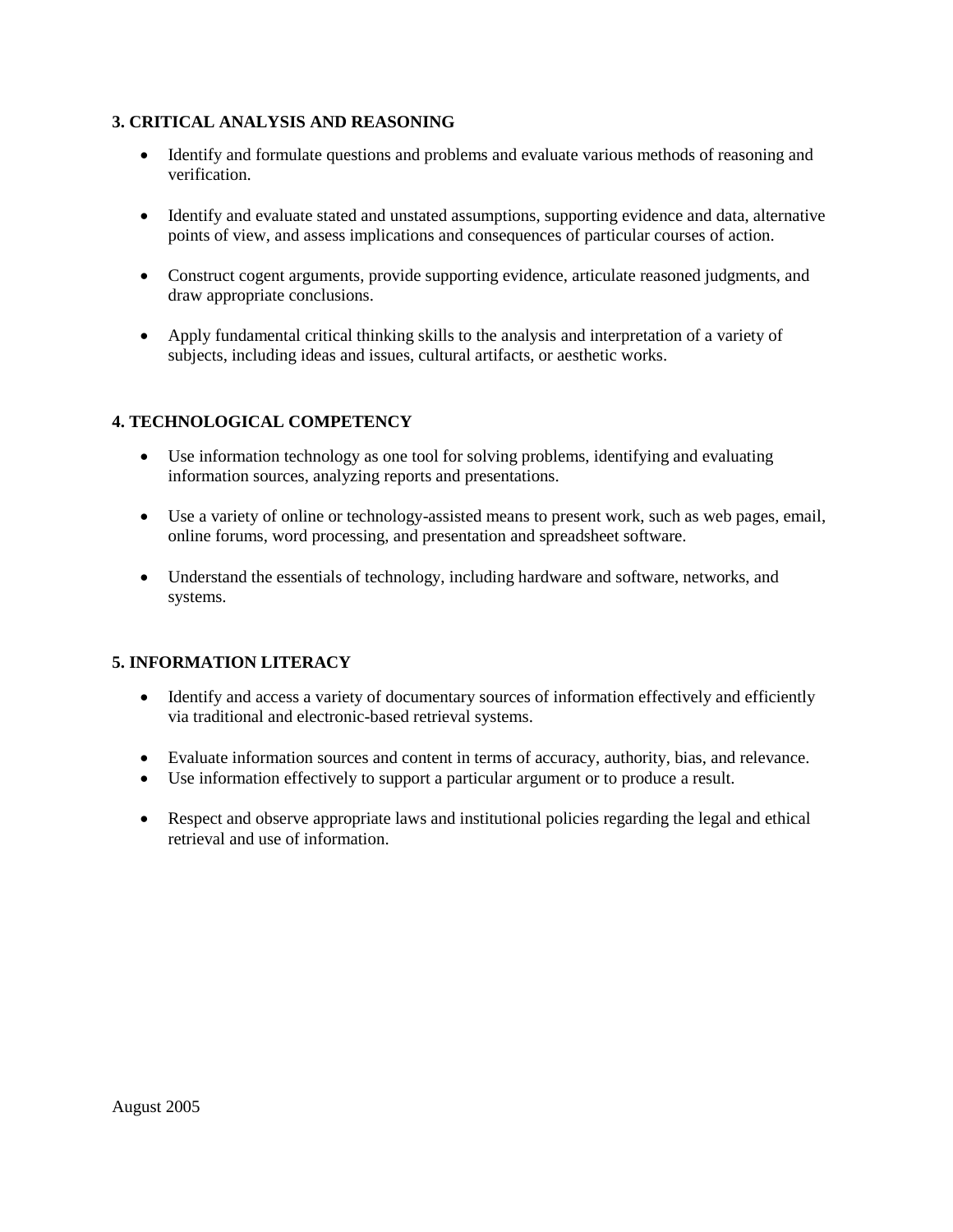**3. CRITICAL ANALYSIS AND REASONING**

- Identify and formulate questions and problems and evaluate various methods of reasoning and verification.
- Identify and evaluate stated and unstated assumptions, supporting evidence and data, alternative points of view, and assess implications and consequences of particular courses of action.
- Construct cogent arguments, provide supporting evidence, articulate reasoned judgments, and draw appropriate conclusions.
- Apply fundamental critical thinking skills to the analysis and interpretation of a variety of subjects, including ideas and issues, cultural artifacts, or aesthetic works.

**4. TECHNOLOGICAL COMPETENCY**

- Use information technology as one tool for solving problems, identifying and evaluating information sources, analyzing reports and presentations.
- Use a variety of online or technology-assisted means to present work, such as web pages, email, online forums, word processing, and presentation and spreadsheet software.
- Understand the essentials of technology, including hardware and software, networks, and systems.

**5. INFORMATION LITERACY**

- Identify and access a variety of documentary sources of information effectively and efficiently via traditional and electronic-based retrieval systems.
- Evaluate information sources and content in terms of accuracy, authority, bias, and relevance.
- Use information effectively to support a particular argument or to produce a result.
- Respect and observe appropriate laws and institutional policies regarding the legal and ethical retrieval and use of information.

August 2005